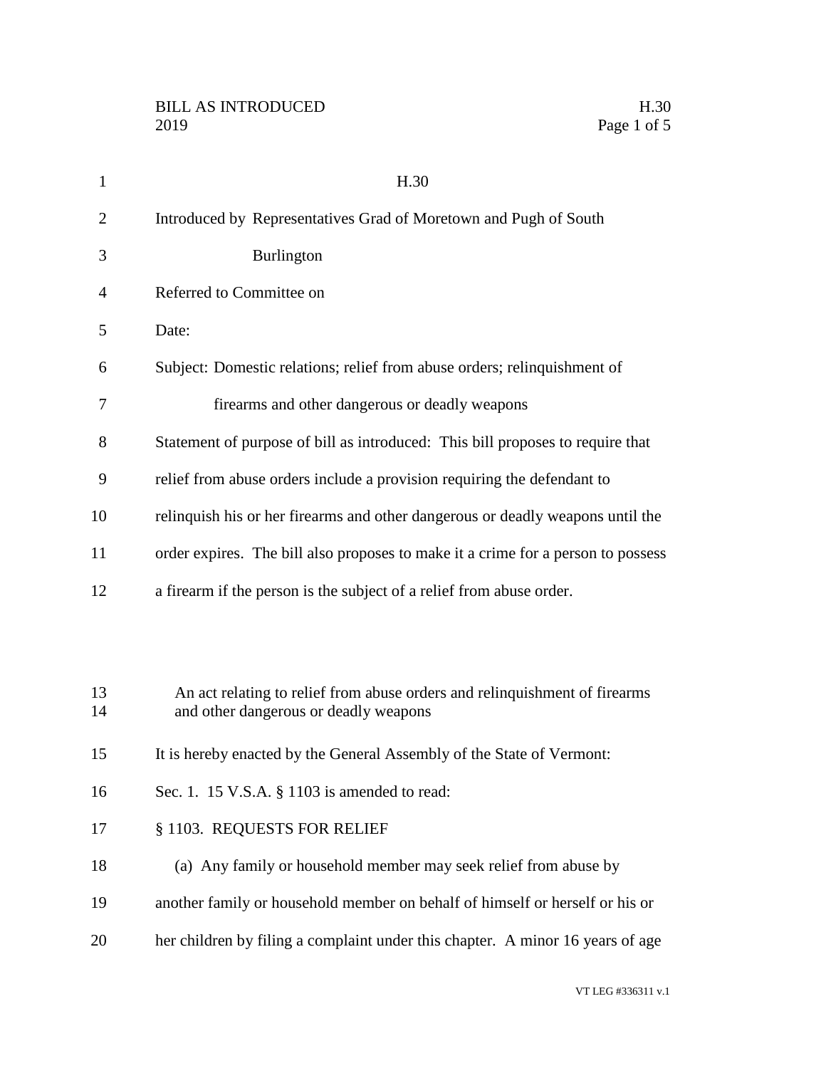# H.30

Introduced by Representatives Grad of Moretown and Pugh of South Burlington

Referred to Committee on

Date:

Subject: Domestic relations; relief from abuse orders; relinquishment of firearms and other dangerous or deadly weapons

Statement of purpose of bill as introduced: This bill proposes to require that relief from abuse orders include a provision requiring the defendant to relinquish his or her firearms and other dangerous or deadly weapons until the order expires. The bill also proposes to make it a crime for a person to possess a firearm if the person is the subject of a relief from abuse order.

An act relating to relief from abuse orders and relinquishment of firearms and other dangerous or deadly weapons

It is hereby enacted by the General Assembly of the State of Vermont:

Sec. 1. 15 V.S.A. § 1103 is amended to read:

§ 1103. REQUESTS FOR RELIEF

(a) Any family or household member may seek relief from abuse by another family or household member on behalf of himself or herself or his or her children by filing a complaint under this chapter. A minor 16 years of age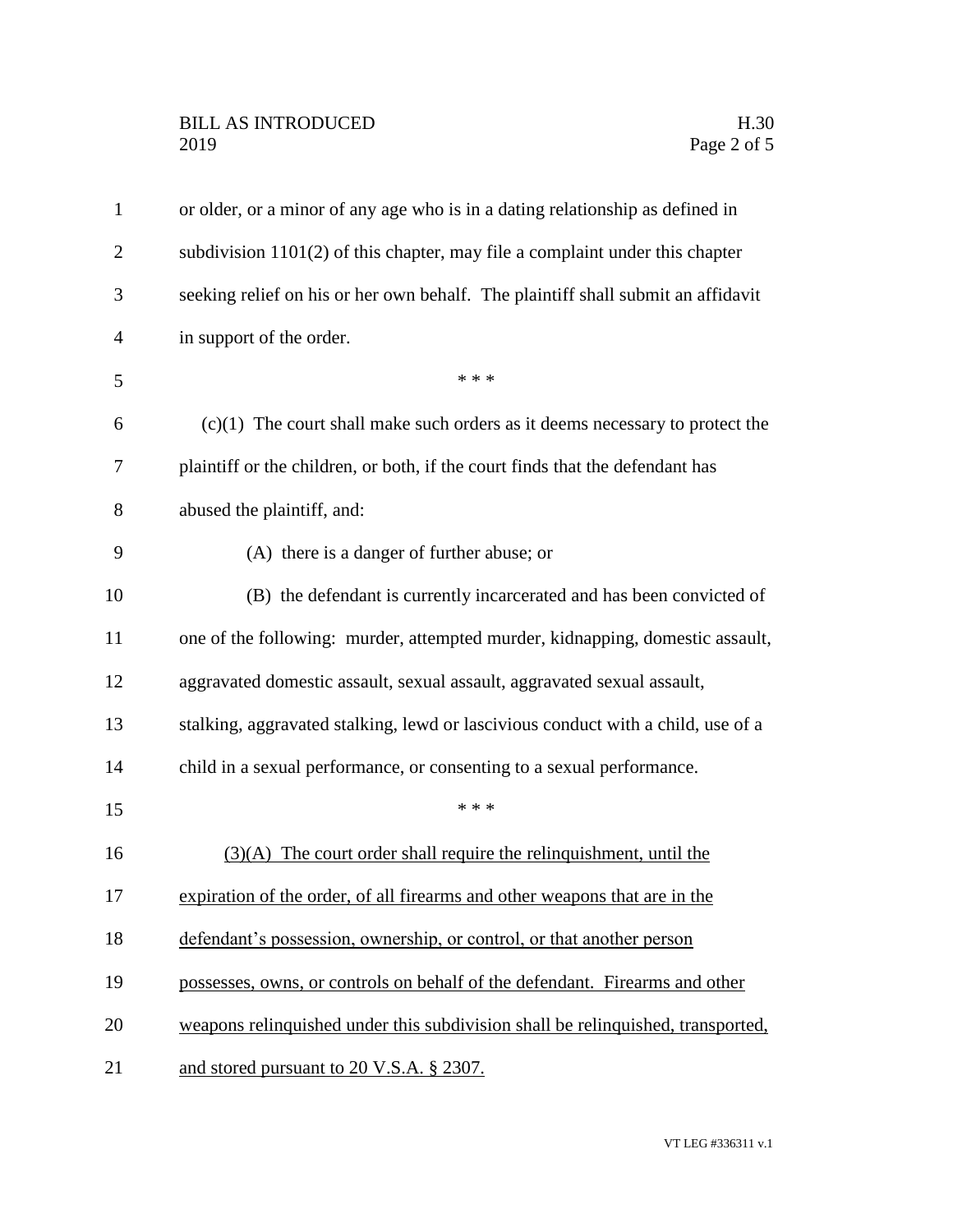or older, or a minor of any age who is in a dating relationship as defined in subdivision 1101(2) of this chapter, may file a complaint under this chapter seeking relief on his or her own behalf. The plaintiff shall submit an affidavit in support of the order.

\* \* \*

(c)(1) The court shall make such orders as it deems necessary to protect the plaintiff or the children, or both, if the court finds that the defendant has abused the plaintiff, and:

(A) there is a danger of further abuse; or

(B) the defendant is currently incarcerated and has been convicted of one of the following: murder, attempted murder, kidnapping, domestic assault, aggravated domestic assault, sexual assault, aggravated sexual assault, stalking, aggravated stalking, lewd or lascivious conduct with a child, use of a child in a sexual performance, or consenting to a sexual performance.

\* \* \*

<u>(3)(A) The court order shall require the relinquishment, until the expiration of the order, of all firearms and other weapons that are in the defendant's possession, ownership, or control, or that another person possesses, owns, or controls on behalf of the defendant. Firearms and other weapons relinquished under this subdivision shall be relinquished, transported, and stored pursuant to 20 V.S.A. § 2307.</u>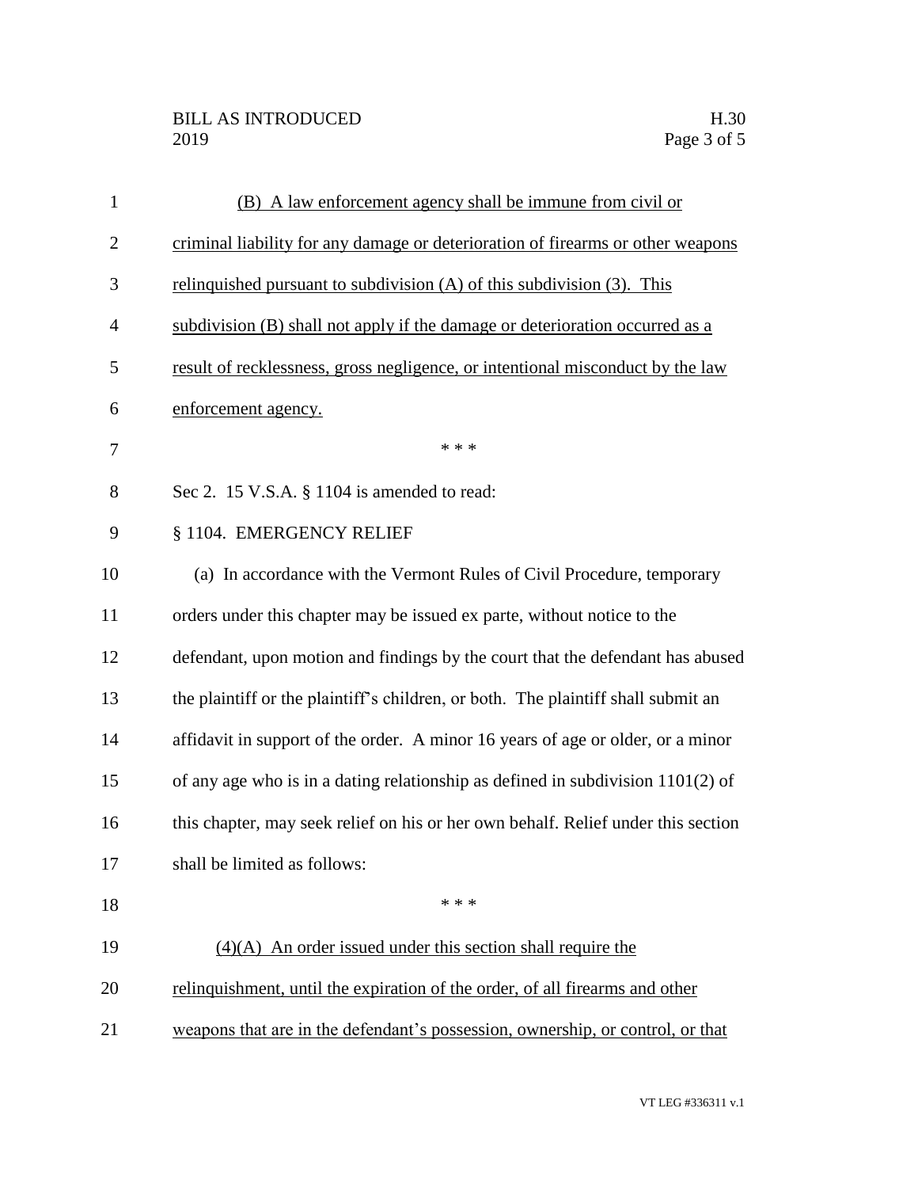(B) A law enforcement agency shall be immune from civil or criminal liability for any damage or deterioration of firearms or other weapons relinquished pursuant to subdivision (A) of this subdivision (3). This subdivision (B) shall not apply if the damage or deterioration occurred as a result of recklessness, gross negligence, or intentional misconduct by the law enforcement agency.

\* \* \*

Sec 2. 15 V.S.A. § 1104 is amended to read:

§ 1104. EMERGENCY RELIEF

(a) In accordance with the Vermont Rules of Civil Procedure, temporary orders under this chapter may be issued ex parte, without notice to the defendant, upon motion and findings by the court that the defendant has abused the plaintiff or the plaintiff's children, or both. The plaintiff shall submit an affidavit in support of the order. A minor 16 years of age or older, or a minor of any age who is in a dating relationship as defined in subdivision 1101(2) of this chapter, may seek relief on his or her own behalf. Relief under this section shall be limited as follows:

\* \* \*

(4)(A) An order issued under this section shall require the relinquishment, until the expiration of the order, of all firearms and other weapons that are in the defendant's possession, ownership, or control, or that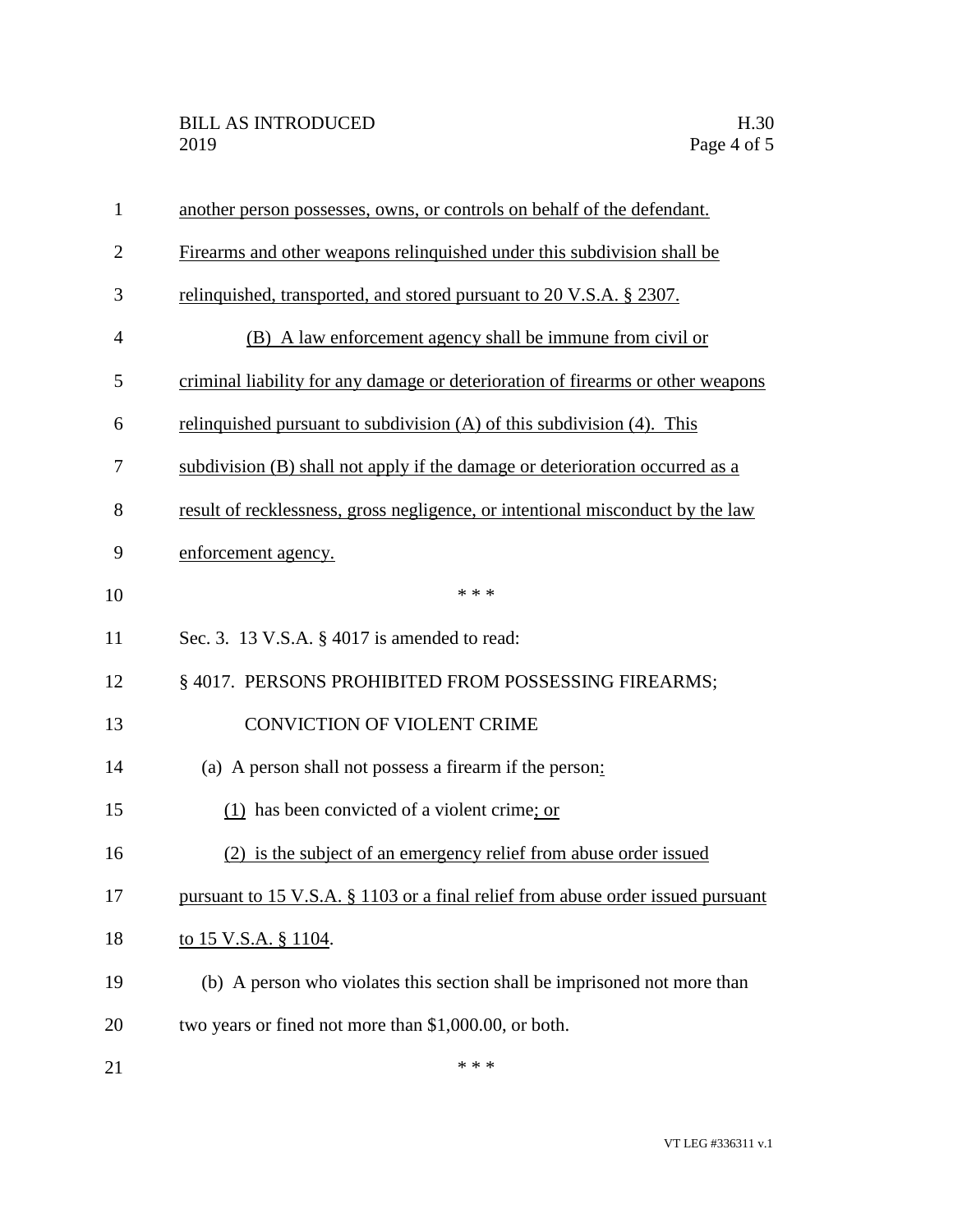another person possesses, owns, or controls on behalf of the defendant. Firearms and other weapons relinquished under this subdivision shall be relinquished, transported, and stored pursuant to 20 V.S.A. § 2307.

(B) A law enforcement agency shall be immune from civil or criminal liability for any damage or deterioration of firearms or other weapons relinquished pursuant to subdivision (A) of this subdivision (4). This subdivision (B) shall not apply if the damage or deterioration occurred as a result of recklessness, gross negligence, or intentional misconduct by the law enforcement agency.

\* \* \*

Sec. 3. 13 V.S.A. § 4017 is amended to read:

§ 4017. PERSONS PROHIBITED FROM POSSESSING FIREARMS; CONVICTION OF VIOLENT CRIME

(a) A person shall not possess a firearm if the person:

(1) has been convicted of a violent crime; or

(2) is the subject of an emergency relief from abuse order issued pursuant to 15 V.S.A. § 1103 or a final relief from abuse order issued pursuant to 15 V.S.A. § 1104.

(b) A person who violates this section shall be imprisoned not more than two years or fined not more than $1,000.00, or both.

\* \* \*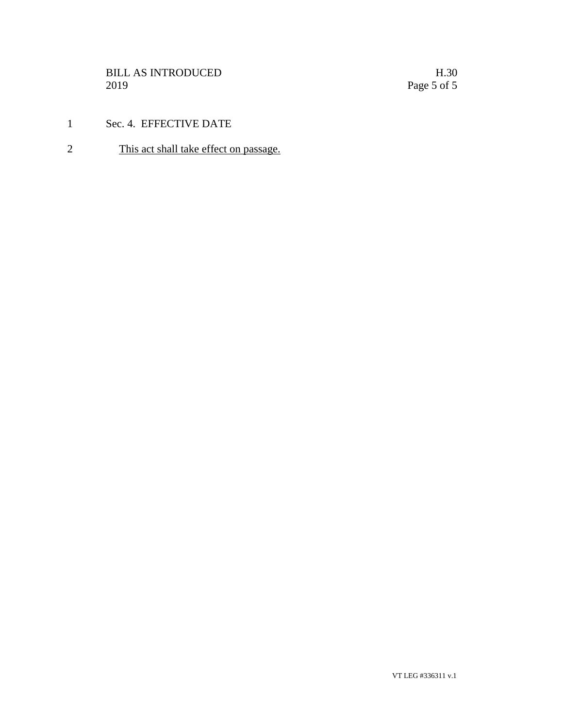Sec. 4. EFFECTIVE DATE

This act shall take effect on passage.